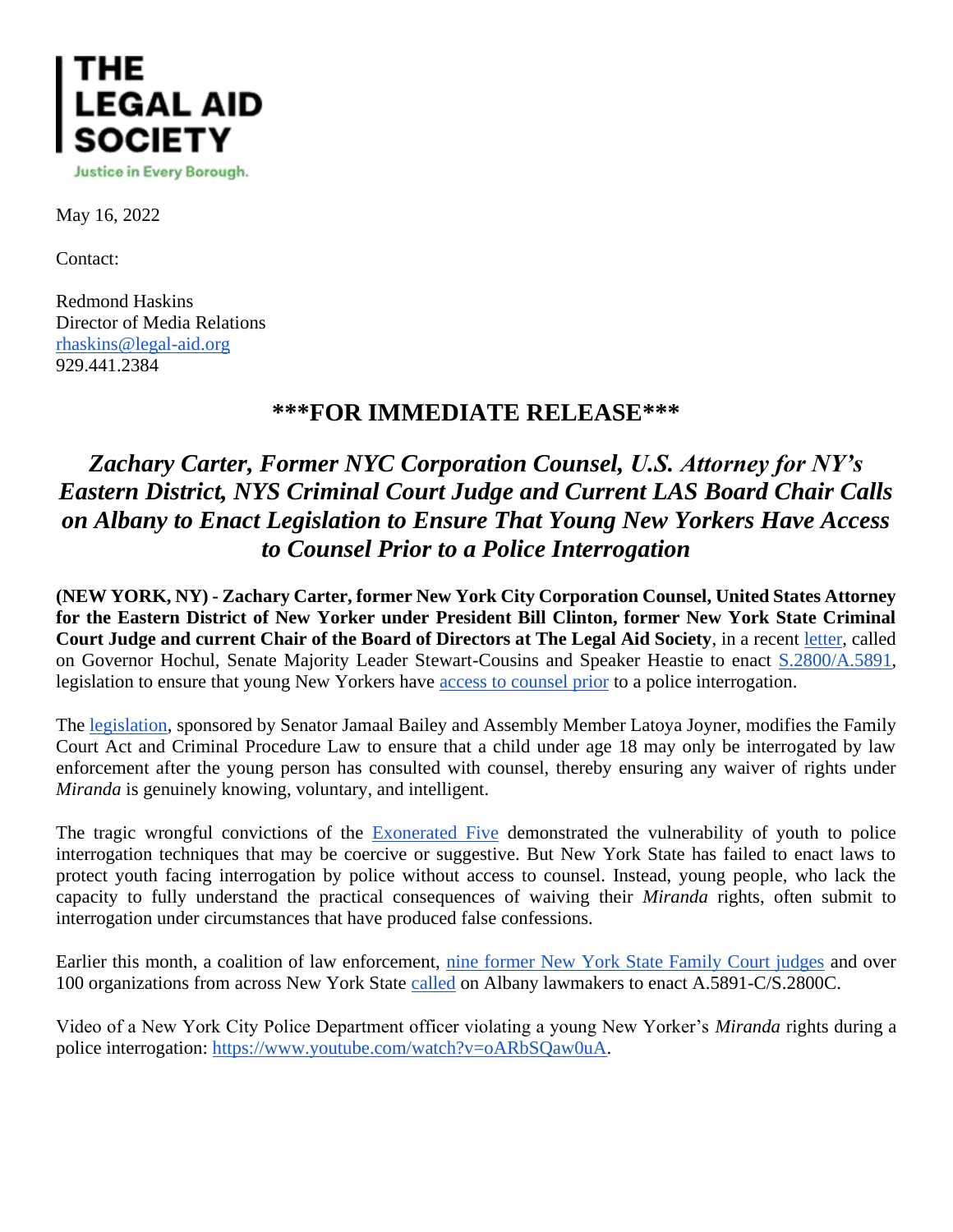**THE LEGAL AID SOCIETY**

Justice in Every Borough.

May 16, 2022

Contact:

Redmond Haskins
Director of Media Relations
rhaskins@legal-aid.org
929.441.2384

## ***FOR IMMEDIATE RELEASE***

## *Zachary Carter, Former NYC Corporation Counsel, U.S. Attorney for NY's Eastern District, NYS Criminal Court Judge and Current LAS Board Chair Calls on Albany to Enact Legislation to Ensure That Young New Yorkers Have Access to Counsel Prior to a Police Interrogation*

**(NEW YORK, NY) - Zachary Carter, former New York City Corporation Counsel, United States Attorney for the Eastern District of New Yorker under President Bill Clinton, former New York State Criminal Court Judge and current Chair of the Board of Directors at The Legal Aid Society**, in a recent letter, called on Governor Hochul, Senate Majority Leader Stewart-Cousins and Speaker Heastie to enact S.2800/A.5891, legislation to ensure that young New Yorkers have access to counsel prior to a police interrogation.

The legislation, sponsored by Senator Jamaal Bailey and Assembly Member Latoya Joyner, modifies the Family Court Act and Criminal Procedure Law to ensure that a child under age 18 may only be interrogated by law enforcement after the young person has consulted with counsel, thereby ensuring any waiver of rights under *Miranda* is genuinely knowing, voluntary, and intelligent.

The tragic wrongful convictions of the Exonerated Five demonstrated the vulnerability of youth to police interrogation techniques that may be coercive or suggestive. But New York State has failed to enact laws to protect youth facing interrogation by police without access to counsel. Instead, young people, who lack the capacity to fully understand the practical consequences of waiving their *Miranda* rights, often submit to interrogation under circumstances that have produced false confessions.

Earlier this month, a coalition of law enforcement, nine former New York State Family Court judges and over 100 organizations from across New York State called on Albany lawmakers to enact A.5891-C/S.2800C.

Video of a New York City Police Department officer violating a young New Yorker's *Miranda* rights during a police interrogation: https://www.youtube.com/watch?v=oARbSQaw0uA.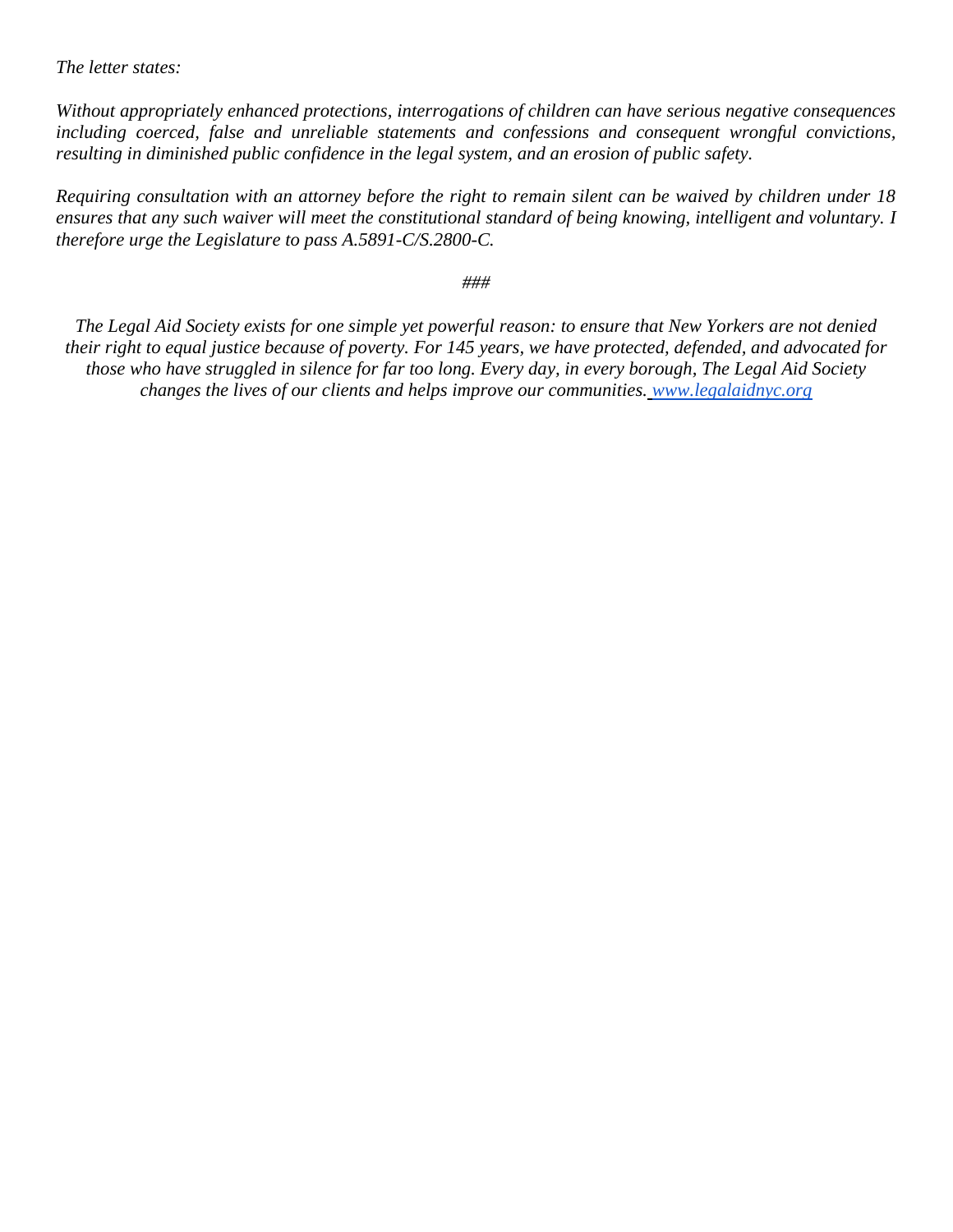*The letter states:*

*Without appropriately enhanced protections, interrogations of children can have serious negative consequences including coerced, false and unreliable statements and confessions and consequent wrongful convictions, resulting in diminished public confidence in the legal system, and an erosion of public safety.*

*Requiring consultation with an attorney before the right to remain silent can be waived by children under 18 ensures that any such waiver will meet the constitutional standard of being knowing, intelligent and voluntary. I therefore urge the Legislature to pass A.5891-C/S.2800-C.*

###

*The Legal Aid Society exists for one simple yet powerful reason: to ensure that New Yorkers are not denied their right to equal justice because of poverty. For 145 years, we have protected, defended, and advocated for those who have struggled in silence for far too long. Every day, in every borough, The Legal Aid Society changes the lives of our clients and helps improve our communities. [www.legalaidnyc.org](http://www.legalaidnyc.org)*